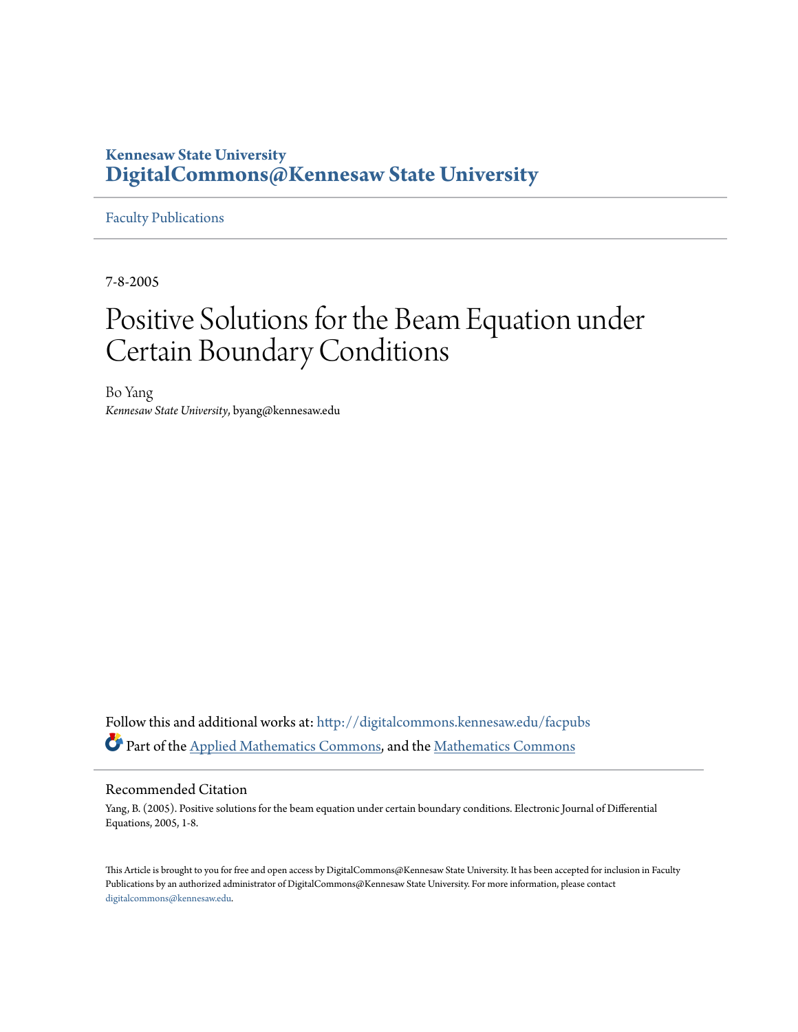**Kennesaw State University**
**DigitalCommons@Kennesaw State University**

Faculty Publications

7-8-2005

# Positive Solutions for the Beam Equation under Certain Boundary Conditions

Bo Yang
*Kennesaw State University*, byang@kennesaw.edu

Follow this and additional works at: http://digitalcommons.kennesaw.edu/facpubs

Part of the Applied Mathematics Commons, and the Mathematics Commons

## Recommended Citation

Yang, B. (2005). Positive solutions for the beam equation under certain boundary conditions. Electronic Journal of Differential Equations, 2005, 1-8.

This Article is brought to you for free and open access by DigitalCommons@Kennesaw State University. It has been accepted for inclusion in Faculty Publications by an authorized administrator of DigitalCommons@Kennesaw State University. For more information, please contact digitalcommons@kennesaw.edu.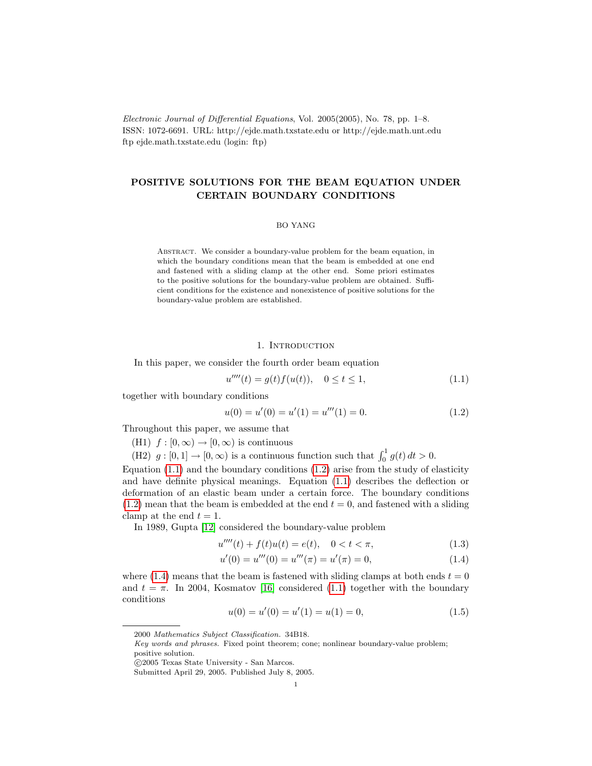*Electronic Journal of Differential Equations*, Vol. 2005(2005), No. 78, pp. 1–8.
ISSN: 1072-6691. URL: http://ejde.math.txstate.edu or http://ejde.math.unt.edu
ftp ejde.math.txstate.edu (login: ftp)

# POSITIVE SOLUTIONS FOR THE BEAM EQUATION UNDER CERTAIN BOUNDARY CONDITIONS

BO YANG

Abstract. We consider a boundary-value problem for the beam equation, in which the boundary conditions mean that the beam is embedded at one end and fastened with a sliding clamp at the other end. Some priori estimates to the positive solutions for the boundary-value problem are obtained. Sufficient conditions for the existence and nonexistence of positive solutions for the boundary-value problem are established.

## 1. Introduction

In this paper, we consider the fourth order beam equation

$$u''''(t) = g(t)f(u(t)), \quad 0 \le t \le 1, \tag{1.1}$$

together with boundary conditions

$$u(0) = u'(0) = u'(1) = u'''(1) = 0. \tag{1.2}$$

Throughout this paper, we assume that

(H1) $f : [0, \infty) \to [0, \infty)$ is continuous

(H2) $g : [0, 1] \to [0, \infty)$ is a continuous function such that $\int_0^1 g(t)\, dt > 0$.

Equation (1.1) and the boundary conditions (1.2) arise from the study of elasticity and have definite physical meanings. Equation (1.1) describes the deflection or deformation of an elastic beam under a certain force. The boundary conditions (1.2) mean that the beam is embedded at the end $t = 0$, and fastened with a sliding clamp at the end $t = 1$.

In 1989, Gupta [12] considered the boundary-value problem

$$u''''(t) + f(t)u(t) = e(t), \quad 0 < t < \pi, \tag{1.3}$$

$$u'(0) = u'''(0) = u'''(\pi) = u'(\pi) = 0, \tag{1.4}$$

where (1.4) means that the beam is fastened with sliding clamps at both ends $t = 0$ and $t = \pi$. In 2004, Kosmatov [16] considered (1.1) together with the boundary conditions

$$u(0) = u'(0) = u'(1) = u(1) = 0, \tag{1.5}$$

2000 *Mathematics Subject Classification.* 34B18.

*Key words and phrases.* Fixed point theorem; cone; nonlinear boundary-value problem; positive solution.

©2005 Texas State University - San Marcos.

Submitted April 29, 2005. Published July 8, 2005.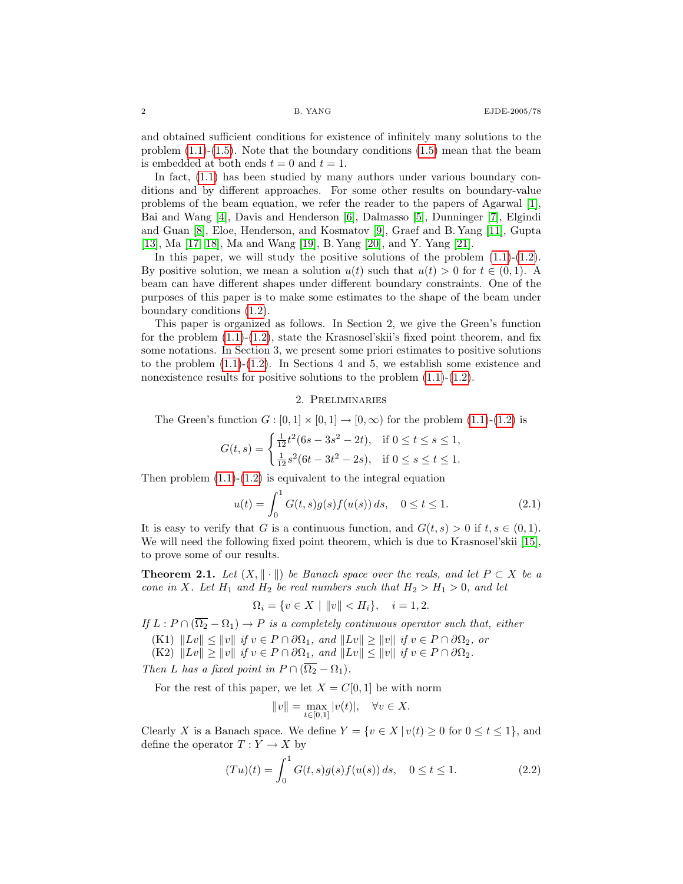and obtained sufficient conditions for existence of infinitely many solutions to the problem (1.1)-(1.5). Note that the boundary conditions (1.5) mean that the beam is embedded at both ends $t = 0$ and $t = 1$.

In fact, (1.1) has been studied by many authors under various boundary conditions and by different approaches. For some other results on boundary-value problems of the beam equation, we refer the reader to the papers of Agarwal [1], Bai and Wang [4], Davis and Henderson [6], Dalmasso [5], Dunninger [7], Elgindi and Guan [8], Eloe, Henderson, and Kosmatov [9], Graef and B. Yang [11], Gupta [13], Ma [17, 18], Ma and Wang [19], B. Yang [20], and Y. Yang [21].

In this paper, we will study the positive solutions of the problem (1.1)-(1.2). By positive solution, we mean a solution $u(t)$ such that $u(t) > 0$ for $t \in (0, 1)$. A beam can have different shapes under different boundary constraints. One of the purposes of this paper is to make some estimates to the shape of the beam under boundary conditions (1.2).

This paper is organized as follows. In Section 2, we give the Green's function for the problem (1.1)-(1.2), state the Krasnosel'skii's fixed point theorem, and fix some notations. In Section 3, we present some priori estimates to positive solutions to the problem (1.1)-(1.2). In Sections 4 and 5, we establish some existence and nonexistence results for positive solutions to the problem (1.1)-(1.2).

## 2. Preliminaries

The Green's function $G : [0, 1] \times [0, 1] \to [0, \infty)$ for the problem (1.1)-(1.2) is

$$G(t, s) = \begin{cases} \frac{1}{12} t^2(6s - 3s^2 - 2t), & \text{if } 0 \le t \le s \le 1, \\ \frac{1}{12} s^2(6t - 3t^2 - 2s), & \text{if } 0 \le s \le t \le 1. \end{cases}$$

Then problem (1.1)-(1.2) is equivalent to the integral equation

$$u(t) = \int_0^1 G(t, s)g(s)f(u(s))\, ds, \quad 0 \le t \le 1. \tag{2.1}$$

It is easy to verify that $G$ is a continuous function, and $G(t, s) > 0$ if $t, s \in (0, 1)$. We will need the following fixed point theorem, which is due to Krasnosel'skii [15], to prove some of our results.

**Theorem 2.1.** *Let $(X, \|\cdot\|)$ be Banach space over the reals, and let $P \subset X$ be a cone in $X$. Let $H_1$ and $H_2$ be real numbers such that $H_2 > H_1 > 0$, and let*

$$\Omega_i = \{v \in X \mid \|v\| < H_i\}, \quad i = 1, 2.$$

*If $L : P \cap (\overline{\Omega_2} - \Omega_1) \to P$ is a completely continuous operator such that, either*

- (K1) *$\|Lv\| \le \|v\|$ if $v \in P \cap \partial\Omega_1$, and $\|Lv\| \ge \|v\|$ if $v \in P \cap \partial\Omega_2$, or*
- (K2) *$\|Lv\| \ge \|v\|$ if $v \in P \cap \partial\Omega_1$, and $\|Lv\| \le \|v\|$ if $v \in P \cap \partial\Omega_2$.*

*Then $L$ has a fixed point in $P \cap (\overline{\Omega_2} - \Omega_1)$.*

For the rest of this paper, we let $X = C[0, 1]$ be with norm

$$\|v\| = \max_{t \in [0,1]} |v(t)|, \quad \forall v \in X.$$

Clearly $X$ is a Banach space. We define $Y = \{v \in X \mid v(t) \ge 0 \text{ for } 0 \le t \le 1\}$, and define the operator $T : Y \to X$ by

$$(Tu)(t) = \int_0^1 G(t, s)g(s)f(u(s))\, ds, \quad 0 \le t \le 1. \tag{2.2}$$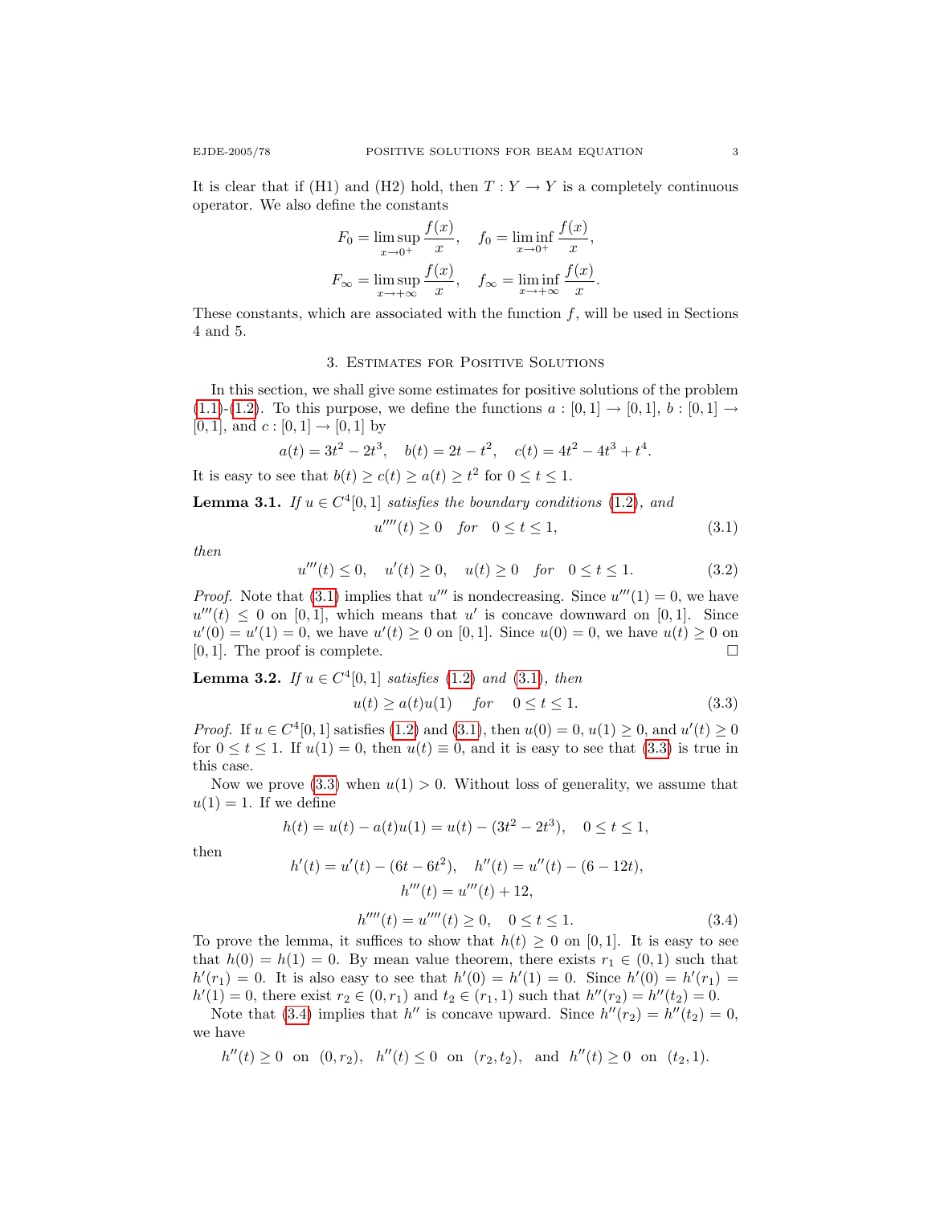It is clear that if (H1) and (H2) hold, then $T : Y \to Y$ is a completely continuous operator. We also define the constants

$$F_0 = \limsup_{x\to 0^+} \frac{f(x)}{x}, \quad f_0 = \liminf_{x\to 0^+} \frac{f(x)}{x},$$

$$F_\infty = \limsup_{x\to +\infty} \frac{f(x)}{x}, \quad f_\infty = \liminf_{x\to +\infty} \frac{f(x)}{x}.$$

These constants, which are associated with the function $f$, will be used in Sections 4 and 5.

## 3. Estimates for Positive Solutions

In this section, we shall give some estimates for positive solutions of the problem (1.1)-(1.2). To this purpose, we define the functions $a : [0, 1] \to [0, 1]$, $b : [0, 1] \to [0, 1]$, and $c : [0, 1] \to [0, 1]$ by

$$a(t) = 3t^2 - 2t^3, \quad b(t) = 2t - t^2, \quad c(t) = 4t^2 - 4t^3 + t^4.$$

It is easy to see that $b(t) \ge c(t) \ge a(t) \ge t^2$ for $0 \le t \le 1$.

**Lemma 3.1.** *If $u \in C^4[0, 1]$ satisfies the boundary conditions (1.2), and*

$$u''''(t) \ge 0 \quad \text{for} \quad 0 \le t \le 1, \tag{3.1}$$

*then*

$$u'''(t) \le 0, \quad u'(t) \ge 0, \quad u(t) \ge 0 \quad \text{for} \quad 0 \le t \le 1. \tag{3.2}$$

*Proof.* Note that (3.1) implies that $u'''$ is nondecreasing. Since $u'''(1) = 0$, we have $u'''(t) \le 0$ on $[0, 1]$, which means that $u'$ is concave downward on $[0, 1]$. Since $u'(0) = u'(1) = 0$, we have $u'(t) \ge 0$ on $[0, 1]$. Since $u(0) = 0$, we have $u(t) \ge 0$ on $[0, 1]$. The proof is complete. □

**Lemma 3.2.** *If $u \in C^4[0, 1]$ satisfies (1.2) and (3.1), then*

$$u(t) \ge a(t)u(1) \quad \text{for} \quad 0 \le t \le 1. \tag{3.3}$$

*Proof.* If $u \in C^4[0, 1]$ satisfies (1.2) and (3.1), then $u(0) = 0$, $u(1) \ge 0$, and $u'(t) \ge 0$ for $0 \le t \le 1$. If $u(1) = 0$, then $u(t) \equiv 0$, and it is easy to see that (3.3) is true in this case.

Now we prove (3.3) when $u(1) > 0$. Without loss of generality, we assume that $u(1) = 1$. If we define

$$h(t) = u(t) - a(t)u(1) = u(t) - (3t^2 - 2t^3), \quad 0 \le t \le 1,$$

then

$$h'(t) = u'(t) - (6t - 6t^2), \quad h''(t) = u''(t) - (6 - 12t),$$

$$h'''(t) = u'''(t) + 12,$$

$$h''''(t) = u''''(t) \ge 0, \quad 0 \le t \le 1. \tag{3.4}$$

To prove the lemma, it suffices to show that $h(t) \ge 0$ on $[0, 1]$. It is easy to see that $h(0) = h(1) = 0$. By mean value theorem, there exists $r_1 \in (0, 1)$ such that $h'(r_1) = 0$. It is also easy to see that $h'(0) = h'(1) = 0$. Since $h'(0) = h'(r_1) = h'(1) = 0$, there exist $r_2 \in (0, r_1)$ and $t_2 \in (r_1, 1)$ such that $h''(r_2) = h''(t_2) = 0$.

Note that (3.4) implies that $h''$ is concave upward. Since $h''(r_2) = h''(t_2) = 0$, we have

$$h''(t) \ge 0 \ \text{ on } \ (0, r_2), \quad h''(t) \le 0 \ \text{ on } \ (r_2, t_2), \quad \text{and} \quad h''(t) \ge 0 \ \text{ on } \ (t_2, 1).$$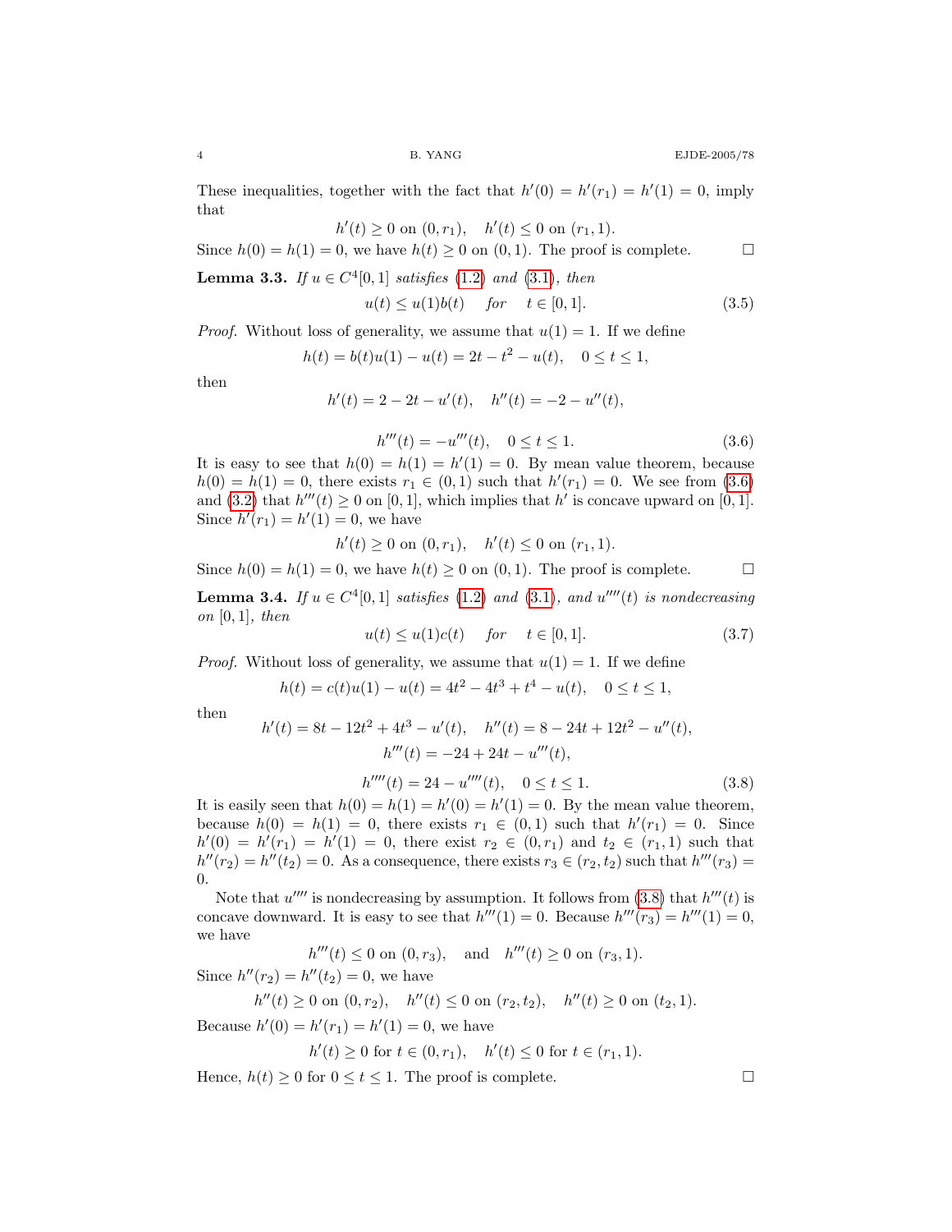These inequalities, together with the fact that $h'(0) = h'(r_1) = h'(1) = 0$, imply that

$$h'(t) \geq 0 \text{ on } (0, r_1), \quad h'(t) \leq 0 \text{ on } (r_1, 1).$$

Since $h(0) = h(1) = 0$, we have $h(t) \geq 0$ on $(0, 1)$. The proof is complete. $\square$

**Lemma 3.3.** *If $u \in C^4[0,1]$ satisfies (1.2) and (3.1), then*

$$u(t) \leq u(1)b(t) \quad \text{for} \quad t \in [0,1]. \tag{3.5}$$

*Proof.* Without loss of generality, we assume that $u(1) = 1$. If we define

$$h(t) = b(t)u(1) - u(t) = 2t - t^2 - u(t), \quad 0 \leq t \leq 1,$$

then

$$h'(t) = 2 - 2t - u'(t), \quad h''(t) = -2 - u''(t),$$

$$h'''(t) = -u'''(t), \quad 0 \leq t \leq 1. \tag{3.6}$$

It is easy to see that $h(0) = h(1) = h'(1) = 0$. By mean value theorem, because $h(0) = h(1) = 0$, there exists $r_1 \in (0,1)$ such that $h'(r_1) = 0$. We see from (3.6) and (3.2) that $h'''(t) \geq 0$ on $[0,1]$, which implies that $h'$ is concave upward on $[0,1]$. Since $h'(r_1) = h'(1) = 0$, we have

$$h'(t) \geq 0 \text{ on } (0, r_1), \quad h'(t) \leq 0 \text{ on } (r_1, 1).$$

Since $h(0) = h(1) = 0$, we have $h(t) \geq 0$ on $(0, 1)$. The proof is complete. $\square$

**Lemma 3.4.** *If $u \in C^4[0,1]$ satisfies (1.2) and (3.1), and $u''''(t)$ is nondecreasing on $[0,1]$, then*

$$u(t) \leq u(1)c(t) \quad \text{for} \quad t \in [0,1]. \tag{3.7}$$

*Proof.* Without loss of generality, we assume that $u(1) = 1$. If we define

$$h(t) = c(t)u(1) - u(t) = 4t^2 - 4t^3 + t^4 - u(t), \quad 0 \leq t \leq 1,$$

then

$$h'(t) = 8t - 12t^2 + 4t^3 - u'(t), \quad h''(t) = 8 - 24t + 12t^2 - u''(t),$$

$$h'''(t) = -24 + 24t - u'''(t),$$

$$h''''(t) = 24 - u''''(t), \quad 0 \leq t \leq 1. \tag{3.8}$$

It is easily seen that $h(0) = h(1) = h'(0) = h'(1) = 0$. By the mean value theorem, because $h(0) = h(1) = 0$, there exists $r_1 \in (0,1)$ such that $h'(r_1) = 0$. Since $h'(0) = h'(r_1) = h'(1) = 0$, there exist $r_2 \in (0, r_1)$ and $t_2 \in (r_1, 1)$ such that $h''(r_2) = h''(t_2) = 0$. As a consequence, there exists $r_3 \in (r_2, t_2)$ such that $h'''(r_3) = 0$.

Note that $u''''$ is nondecreasing by assumption. It follows from (3.8) that $h'''(t)$ is concave downward. It is easy to see that $h'''(1) = 0$. Because $h'''(r_3) = h'''(1) = 0$, we have

$$h'''(t) \leq 0 \text{ on } (0, r_3), \quad \text{and} \quad h'''(t) \geq 0 \text{ on } (r_3, 1).$$

Since $h''(r_2) = h''(t_2) = 0$, we have

$$h''(t) \geq 0 \text{ on } (0, r_2), \quad h''(t) \leq 0 \text{ on } (r_2, t_2), \quad h''(t) \geq 0 \text{ on } (t_2, 1).$$

Because $h'(0) = h'(r_1) = h'(1) = 0$, we have

$$h'(t) \geq 0 \text{ for } t \in (0, r_1), \quad h'(t) \leq 0 \text{ for } t \in (r_1, 1).$$

Hence, $h(t) \geq 0$ for $0 \leq t \leq 1$. The proof is complete. $\square$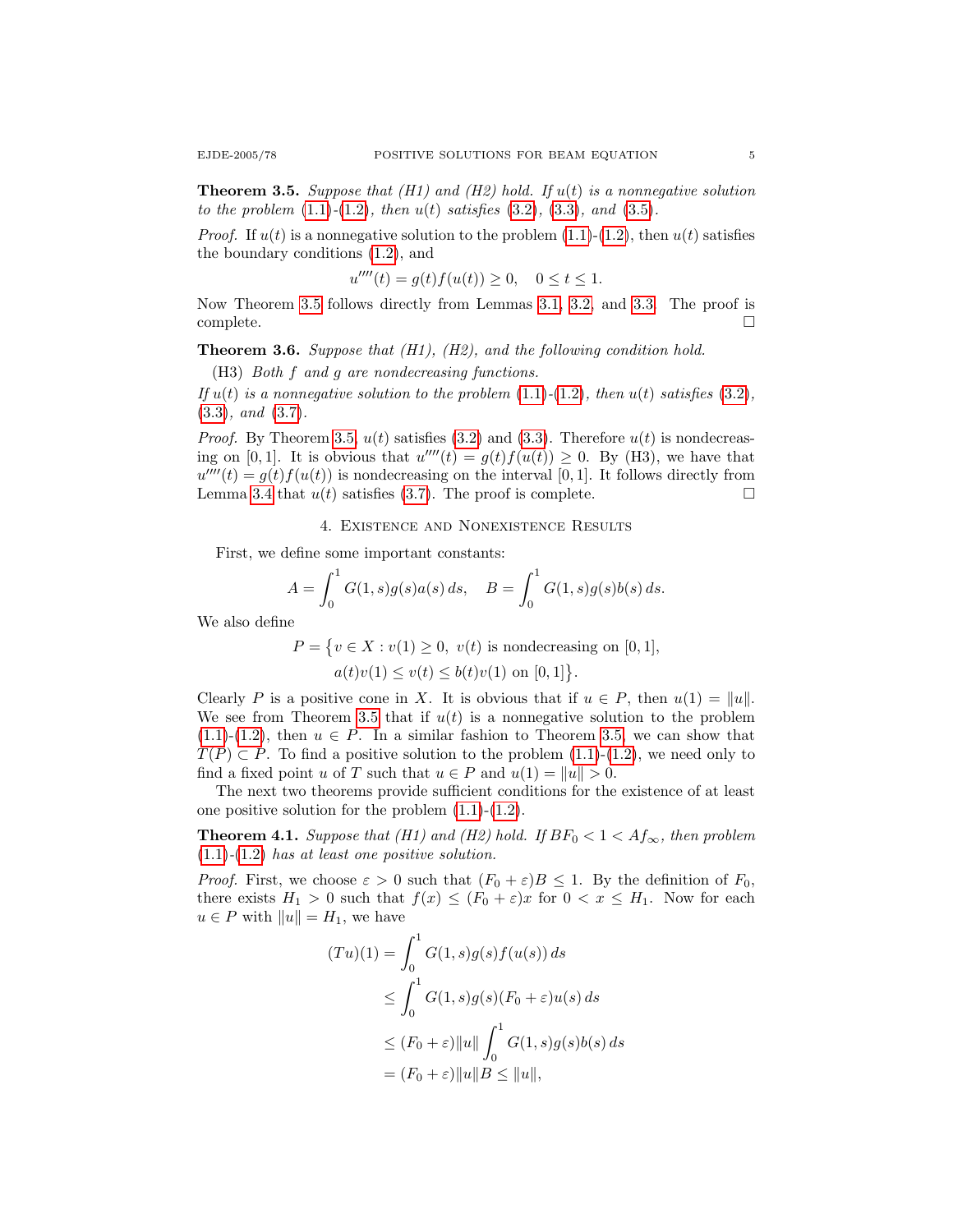**Theorem 3.5.** *Suppose that (H1) and (H2) hold. If $u(t)$ is a nonnegative solution to the problem (1.1)-(1.2), then $u(t)$ satisfies (3.2), (3.3), and (3.5).*

*Proof.* If $u(t)$ is a nonnegative solution to the problem (1.1)-(1.2), then $u(t)$ satisfies the boundary conditions (1.2), and

$$u''''(t) = g(t)f(u(t)) \geq 0, \quad 0 \leq t \leq 1.$$

Now Theorem 3.5 follows directly from Lemmas 3.1, 3.2, and 3.3. The proof is complete. $\square$

**Theorem 3.6.** *Suppose that (H1), (H2), and the following condition hold.*

(H3) *Both $f$ and $g$ are nondecreasing functions.*

*If $u(t)$ is a nonnegative solution to the problem (1.1)-(1.2), then $u(t)$ satisfies (3.2), (3.3), and (3.7).*

*Proof.* By Theorem 3.5, $u(t)$ satisfies (3.2) and (3.3). Therefore $u(t)$ is nondecreasing on $[0,1]$. It is obvious that $u''''(t) = g(t)f(u(t)) \geq 0$. By (H3), we have that $u''''(t) = g(t)f(u(t))$ is nondecreasing on the interval $[0,1]$. It follows directly from Lemma 3.4 that $u(t)$ satisfies (3.7). The proof is complete. $\square$

## 4. Existence and Nonexistence Results

First, we define some important constants:

$$A = \int_0^1 G(1,s)g(s)a(s)\,ds, \quad B = \int_0^1 G(1,s)g(s)b(s)\,ds.$$

We also define

$$P = \big\{v \in X : v(1) \geq 0,\ v(t) \text{ is nondecreasing on } [0,1],$$
$$a(t)v(1) \leq v(t) \leq b(t)v(1) \text{ on } [0,1]\big\}.$$

Clearly $P$ is a positive cone in $X$. It is obvious that if $u \in P$, then $u(1) = \|u\|$. We see from Theorem 3.5 that if $u(t)$ is a nonnegative solution to the problem (1.1)-(1.2), then $u \in P$. In a similar fashion to Theorem 3.5, we can show that $T(P) \subset P$. To find a positive solution to the problem (1.1)-(1.2), we need only to find a fixed point $u$ of $T$ such that $u \in P$ and $u(1) = \|u\| > 0$.

The next two theorems provide sufficient conditions for the existence of at least one positive solution for the problem (1.1)-(1.2).

**Theorem 4.1.** *Suppose that (H1) and (H2) hold. If $BF_0 < 1 < Af_\infty$, then problem (1.1)-(1.2) has at least one positive solution.*

*Proof.* First, we choose $\varepsilon > 0$ such that $(F_0 + \varepsilon)B \leq 1$. By the definition of $F_0$, there exists $H_1 > 0$ such that $f(x) \leq (F_0 + \varepsilon)x$ for $0 < x \leq H_1$. Now for each $u \in P$ with $\|u\| = H_1$, we have

$$\begin{aligned}
(Tu)(1) &= \int_0^1 G(1,s)g(s)f(u(s))\,ds \\
&\leq \int_0^1 G(1,s)g(s)(F_0 + \varepsilon)u(s)\,ds \\
&\leq (F_0 + \varepsilon)\|u\| \int_0^1 G(1,s)g(s)b(s)\,ds \\
&= (F_0 + \varepsilon)\|u\|B \leq \|u\|,
\end{aligned}$$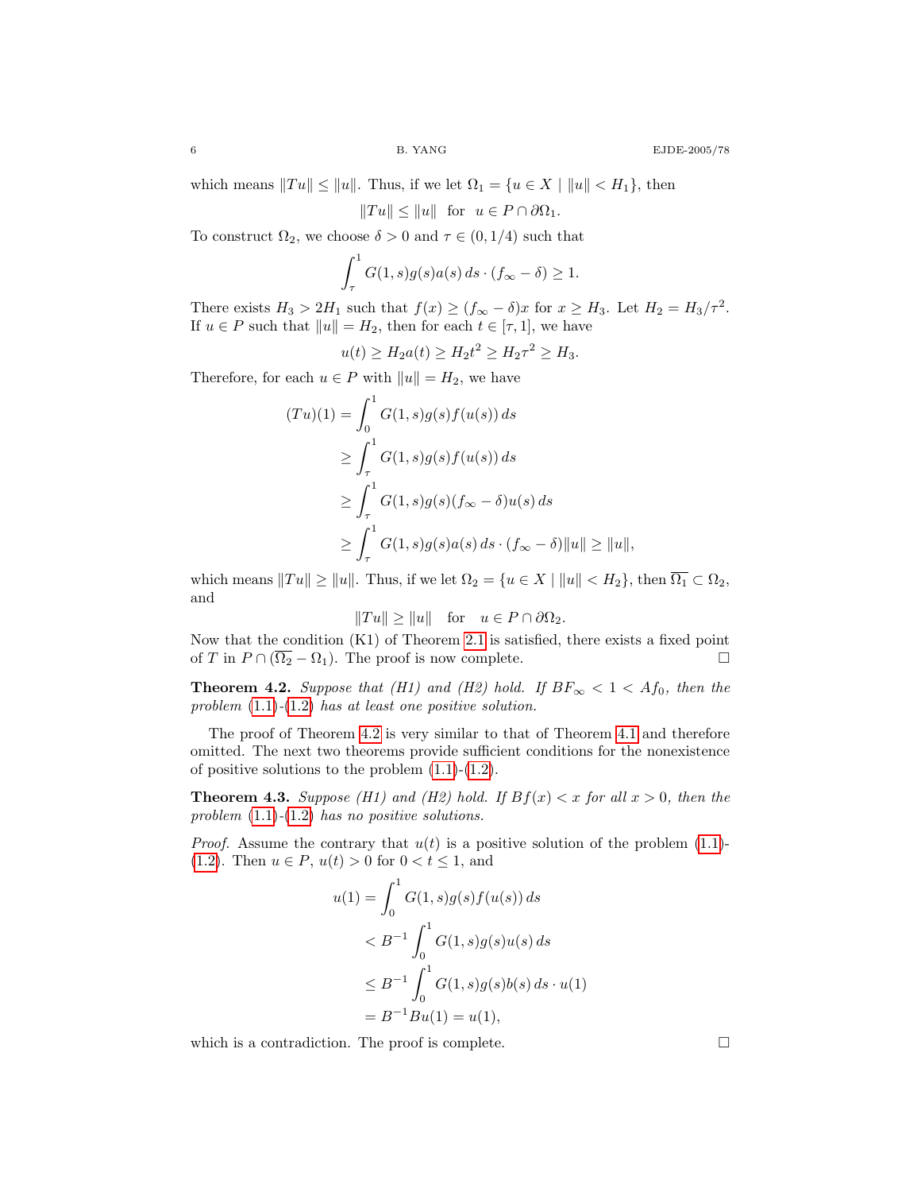which means $\|Tu\| \leq \|u\|$. Thus, if we let $\Omega_1 = \{u \in X \mid \|u\| < H_1\}$, then

$$\|Tu\| \leq \|u\| \quad \text{for} \quad u \in P \cap \partial\Omega_1.$$

To construct $\Omega_2$, we choose $\delta > 0$ and $\tau \in (0, 1/4)$ such that

$$\int_\tau^1 G(1,s)g(s)a(s)\,ds \cdot (f_\infty - \delta) \geq 1.$$

There exists $H_3 > 2H_1$ such that $f(x) \geq (f_\infty - \delta)x$ for $x \geq H_3$. Let $H_2 = H_3/\tau^2$. If $u \in P$ such that $\|u\| = H_2$, then for each $t \in [\tau, 1]$, we have

$$u(t) \geq H_2 a(t) \geq H_2 t^2 \geq H_2 \tau^2 \geq H_3.$$

Therefore, for each $u \in P$ with $\|u\| = H_2$, we have

$$\begin{aligned}
(Tu)(1) &= \int_0^1 G(1,s)g(s)f(u(s))\,ds \\
&\geq \int_\tau^1 G(1,s)g(s)f(u(s))\,ds \\
&\geq \int_\tau^1 G(1,s)g(s)(f_\infty - \delta)u(s)\,ds \\
&\geq \int_\tau^1 G(1,s)g(s)a(s)\,ds \cdot (f_\infty - \delta)\|u\| \geq \|u\|,
\end{aligned}$$

which means $\|Tu\| \geq \|u\|$. Thus, if we let $\Omega_2 = \{u \in X \mid \|u\| < H_2\}$, then $\overline{\Omega_1} \subset \Omega_2$, and

$$\|Tu\| \geq \|u\| \quad \text{for} \quad u \in P \cap \partial\Omega_2.$$

Now that the condition (K1) of Theorem 2.1 is satisfied, there exists a fixed point of $T$ in $P \cap (\overline{\Omega_2} - \Omega_1)$. The proof is now complete. $\square$

**Theorem 4.2.** *Suppose that (H1) and (H2) hold. If $BF_\infty < 1 < Af_0$, then the problem (1.1)-(1.2) has at least one positive solution.*

The proof of Theorem 4.2 is very similar to that of Theorem 4.1 and therefore omitted. The next two theorems provide sufficient conditions for the nonexistence of positive solutions to the problem (1.1)-(1.2).

**Theorem 4.3.** *Suppose (H1) and (H2) hold. If $Bf(x) < x$ for all $x > 0$, then the problem (1.1)-(1.2) has no positive solutions.*

*Proof.* Assume the contrary that $u(t)$ is a positive solution of the problem (1.1)-(1.2). Then $u \in P$, $u(t) > 0$ for $0 < t \leq 1$, and

$$\begin{aligned}
u(1) &= \int_0^1 G(1,s)g(s)f(u(s))\,ds \\
&< B^{-1}\int_0^1 G(1,s)g(s)u(s)\,ds \\
&\leq B^{-1}\int_0^1 G(1,s)g(s)b(s)\,ds \cdot u(1) \\
&= B^{-1}Bu(1) = u(1),
\end{aligned}$$

which is a contradiction. The proof is complete. $\square$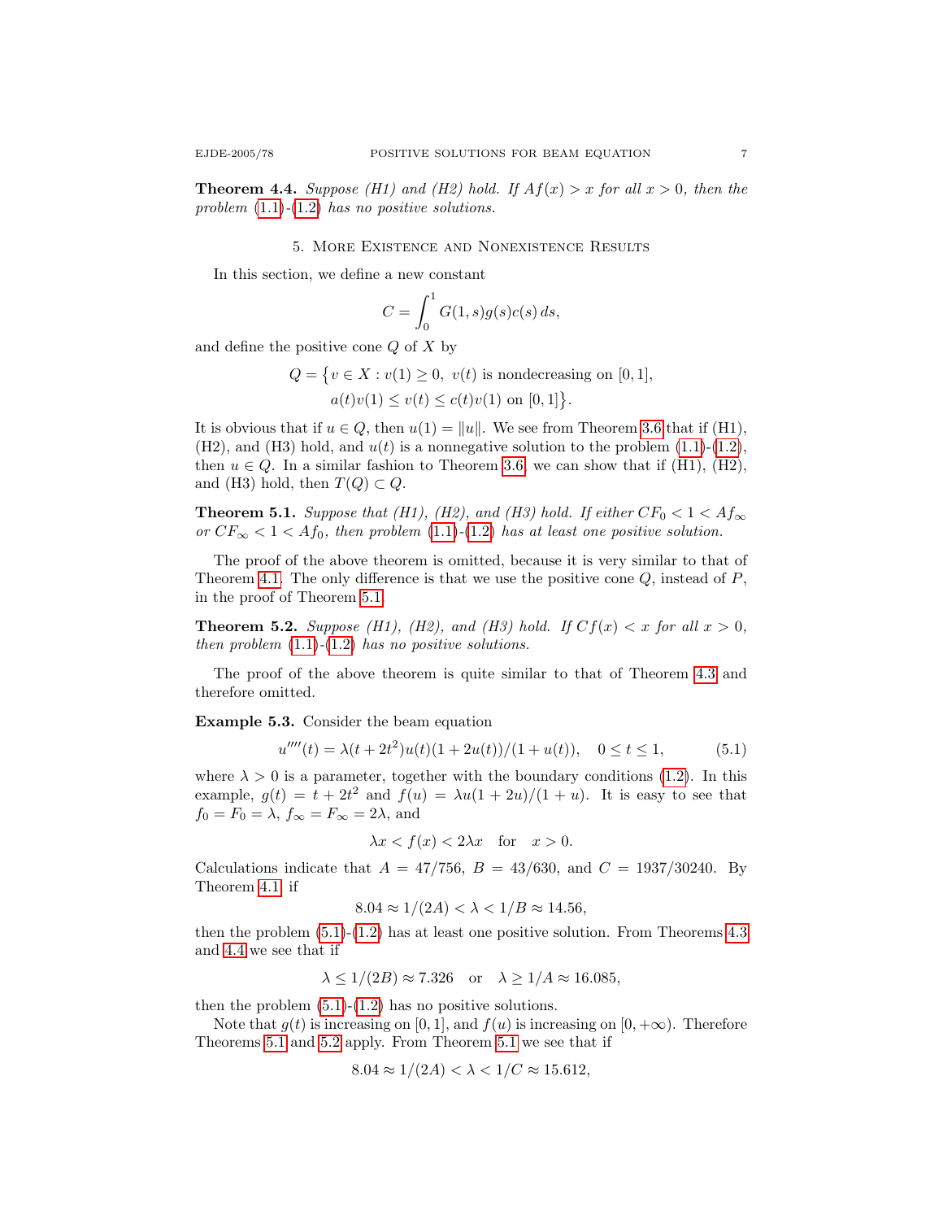**Theorem 4.4.** *Suppose (H1) and (H2) hold. If $Af(x) > x$ for all $x > 0$, then the problem (1.1)-(1.2) has no positive solutions.*

## 5. More Existence and Nonexistence Results

In this section, we define a new constant

$$C = \int_0^1 G(1,s)g(s)c(s)\,ds,$$

and define the positive cone $Q$ of $X$ by

$$Q = \{v \in X : v(1) \geq 0,\ v(t) \text{ is nondecreasing on } [0,1],\ a(t)v(1) \leq v(t) \leq c(t)v(1) \text{ on } [0,1]\}.$$

It is obvious that if $u \in Q$, then $u(1) = \|u\|$. We see from Theorem 3.6 that if (H1), (H2), and (H3) hold, and $u(t)$ is a nonnegative solution to the problem (1.1)-(1.2), then $u \in Q$. In a similar fashion to Theorem 3.6, we can show that if (H1), (H2), and (H3) hold, then $T(Q) \subset Q$.

**Theorem 5.1.** *Suppose that (H1), (H2), and (H3) hold. If either $CF_0 < 1 < Af_\infty$ or $CF_\infty < 1 < Af_0$, then problem (1.1)-(1.2) has at least one positive solution.*

The proof of the above theorem is omitted, because it is very similar to that of Theorem 4.1. The only difference is that we use the positive cone $Q$, instead of $P$, in the proof of Theorem 5.1.

**Theorem 5.2.** *Suppose (H1), (H2), and (H3) hold. If $Cf(x) < x$ for all $x > 0$, then problem (1.1)-(1.2) has no positive solutions.*

The proof of the above theorem is quite similar to that of Theorem 4.3 and therefore omitted.

**Example 5.3.** Consider the beam equation

$$u''''(t) = \lambda(t + 2t^2)u(t)(1 + 2u(t))/(1 + u(t)), \quad 0 \leq t \leq 1, \tag{5.1}$$

where $\lambda > 0$ is a parameter, together with the boundary conditions (1.2). In this example, $g(t) = t + 2t^2$ and $f(u) = \lambda u(1 + 2u)/(1 + u)$. It is easy to see that $f_0 = F_0 = \lambda$, $f_\infty = F_\infty = 2\lambda$, and

$$\lambda x < f(x) < 2\lambda x \quad \text{for} \quad x > 0.$$

Calculations indicate that $A = 47/756$, $B = 43/630$, and $C = 1937/30240$. By Theorem 4.1, if

$$8.04 \approx 1/(2A) < \lambda < 1/B \approx 14.56,$$

then the problem (5.1)-(1.2) has at least one positive solution. From Theorems 4.3 and 4.4 we see that if

$$\lambda \leq 1/(2B) \approx 7.326 \quad \text{or} \quad \lambda \geq 1/A \approx 16.085,$$

then the problem (5.1)-(1.2) has no positive solutions.

Note that $g(t)$ is increasing on $[0,1]$, and $f(u)$ is increasing on $[0,+\infty)$. Therefore Theorems 5.1 and 5.2 apply. From Theorem 5.1 we see that if

$$8.04 \approx 1/(2A) < \lambda < 1/C \approx 15.612,$$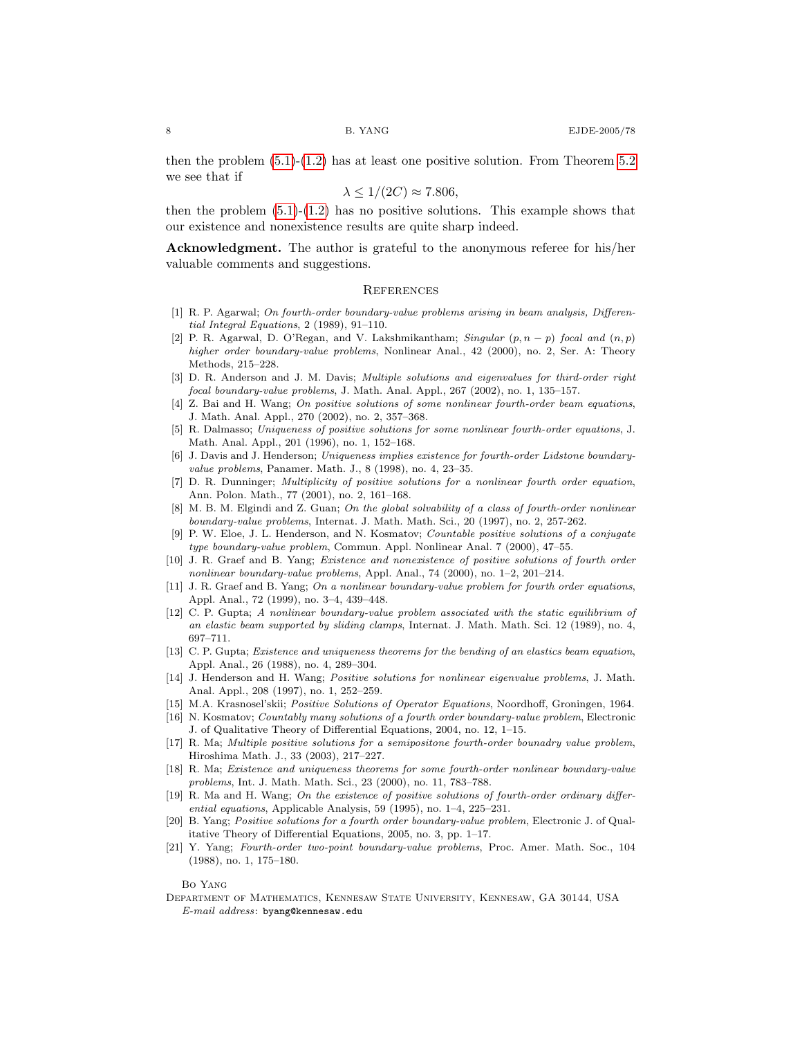then the problem (5.1)-(1.2) has at least one positive solution. From Theorem 5.2 we see that if

$$\lambda \le 1/(2C) \approx 7.806,$$

then the problem (5.1)-(1.2) has no positive solutions. This example shows that our existence and nonexistence results are quite sharp indeed.

**Acknowledgment.** The author is grateful to the anonymous referee for his/her valuable comments and suggestions.

## References

[1] R. P. Agarwal; *On fourth-order boundary-value problems arising in beam analysis, Differential Integral Equations*, 2 (1989), 91–110.

[2] P. R. Agarwal, D. O'Regan, and V. Lakshmikantham; *Singular $(p, n-p)$ focal and $(n, p)$ higher order boundary-value problems*, Nonlinear Anal., 42 (2000), no. 2, Ser. A: Theory Methods, 215–228.

[3] D. R. Anderson and J. M. Davis; *Multiple solutions and eigenvalues for third-order right focal boundary-value problems*, J. Math. Anal. Appl., 267 (2002), no. 1, 135–157.

[4] Z. Bai and H. Wang; *On positive solutions of some nonlinear fourth-order beam equations*, J. Math. Anal. Appl., 270 (2002), no. 2, 357–368.

[5] R. Dalmasso; *Uniqueness of positive solutions for some nonlinear fourth-order equations*, J. Math. Anal. Appl., 201 (1996), no. 1, 152–168.

[6] J. Davis and J. Henderson; *Uniqueness implies existence for fourth-order Lidstone boundary-value problems*, Panamer. Math. J., 8 (1998), no. 4, 23–35.

[7] D. R. Dunninger; *Multiplicity of positive solutions for a nonlinear fourth order equation*, Ann. Polon. Math., 77 (2001), no. 2, 161–168.

[8] M. B. M. Elgindi and Z. Guan; *On the global solvability of a class of fourth-order nonlinear boundary-value problems*, Internat. J. Math. Math. Sci., 20 (1997), no. 2, 257-262.

[9] P. W. Eloe, J. L. Henderson, and N. Kosmatov; *Countable positive solutions of a conjugate type boundary-value problem*, Commun. Appl. Nonlinear Anal. 7 (2000), 47–55.

[10] J. R. Graef and B. Yang; *Existence and nonexistence of positive solutions of fourth order nonlinear boundary-value problems*, Appl. Anal., 74 (2000), no. 1–2, 201–214.

[11] J. R. Graef and B. Yang; *On a nonlinear boundary-value problem for fourth order equations*, Appl. Anal., 72 (1999), no. 3–4, 439–448.

[12] C. P. Gupta; *A nonlinear boundary-value problem associated with the static equilibrium of an elastic beam supported by sliding clamps*, Internat. J. Math. Math. Sci. 12 (1989), no. 4, 697–711.

[13] C. P. Gupta; *Existence and uniqueness theorems for the bending of an elastics beam equation*, Appl. Anal., 26 (1988), no. 4, 289–304.

[14] J. Henderson and H. Wang; *Positive solutions for nonlinear eigenvalue problems*, J. Math. Anal. Appl., 208 (1997), no. 1, 252–259.

[15] M.A. Krasnosel'skii; *Positive Solutions of Operator Equations*, Noordhoff, Groningen, 1964.

[16] N. Kosmatov; *Countably many solutions of a fourth order boundary-value problem*, Electronic J. of Qualitative Theory of Differential Equations, 2004, no. 12, 1–15.

[17] R. Ma; *Multiple positive solutions for a semipositone fourth-order bounadry value problem*, Hiroshima Math. J., 33 (2003), 217–227.

[18] R. Ma; *Existence and uniqueness theorems for some fourth-order nonlinear boundary-value problems*, Int. J. Math. Math. Sci., 23 (2000), no. 11, 783–788.

[19] R. Ma and H. Wang; *On the existence of positive solutions of fourth-order ordinary differential equations*, Applicable Analysis, 59 (1995), no. 1–4, 225–231.

[20] B. Yang; *Positive solutions for a fourth order boundary-value problem*, Electronic J. of Qualitative Theory of Differential Equations, 2005, no. 3, pp. 1–17.

[21] Y. Yang; *Fourth-order two-point boundary-value problems*, Proc. Amer. Math. Soc., 104 (1988), no. 1, 175–180.

Bo Yang

Department of Mathematics, Kennesaw State University, Kennesaw, GA 30144, USA
*E-mail address*: byang@kennesaw.edu